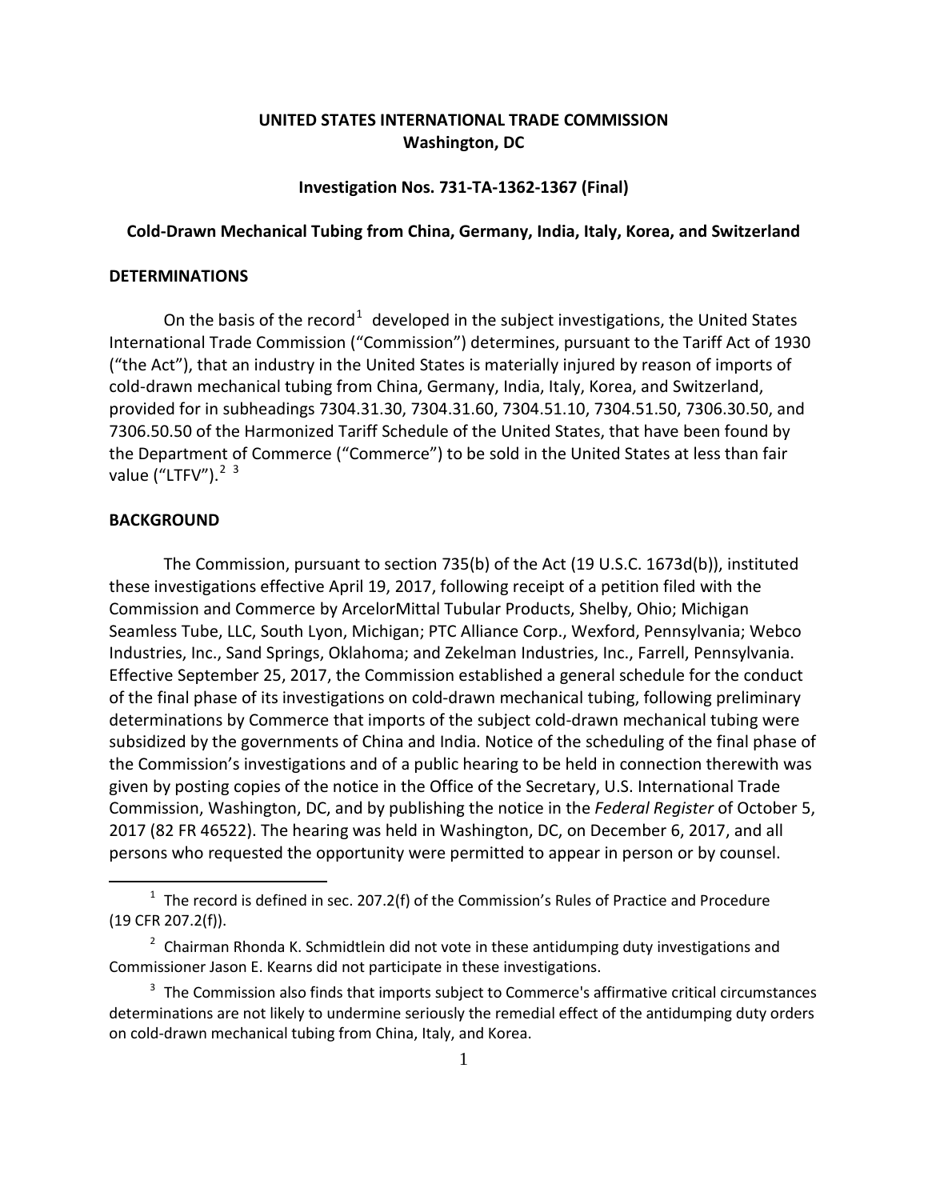**UNITED STATES INTERNATIONAL TRADE COMMISSION**
**Washington, DC**

**Investigation Nos. 731-TA-1362-1367 (Final)**

**Cold-Drawn Mechanical Tubing from China, Germany, India, Italy, Korea, and Switzerland**

## DETERMINATIONS

On the basis of the record[1] developed in the subject investigations, the United States International Trade Commission ("Commission") determines, pursuant to the Tariff Act of 1930 ("the Act"), that an industry in the United States is materially injured by reason of imports of cold-drawn mechanical tubing from China, Germany, India, Italy, Korea, and Switzerland, provided for in subheadings 7304.31.30, 7304.31.60, 7304.51.10, 7304.51.50, 7306.30.50, and 7306.50.50 of the Harmonized Tariff Schedule of the United States, that have been found by the Department of Commerce ("Commerce") to be sold in the United States at less than fair value ("LTFV").[2] [3]

## BACKGROUND

The Commission, pursuant to section 735(b) of the Act (19 U.S.C. 1673d(b)), instituted these investigations effective April 19, 2017, following receipt of a petition filed with the Commission and Commerce by ArcelorMittal Tubular Products, Shelby, Ohio; Michigan Seamless Tube, LLC, South Lyon, Michigan; PTC Alliance Corp., Wexford, Pennsylvania; Webco Industries, Inc., Sand Springs, Oklahoma; and Zekelman Industries, Inc., Farrell, Pennsylvania. Effective September 25, 2017, the Commission established a general schedule for the conduct of the final phase of its investigations on cold-drawn mechanical tubing, following preliminary determinations by Commerce that imports of the subject cold-drawn mechanical tubing were subsidized by the governments of China and India. Notice of the scheduling of the final phase of the Commission's investigations and of a public hearing to be held in connection therewith was given by posting copies of the notice in the Office of the Secretary, U.S. International Trade Commission, Washington, DC, and by publishing the notice in the *Federal Register* of October 5, 2017 (82 FR 46522). The hearing was held in Washington, DC, on December 6, 2017, and all persons who requested the opportunity were permitted to appear in person or by counsel.

---

[1] The record is defined in sec. 207.2(f) of the Commission's Rules of Practice and Procedure (19 CFR 207.2(f)).

[2] Chairman Rhonda K. Schmidtlein did not vote in these antidumping duty investigations and Commissioner Jason E. Kearns did not participate in these investigations.

[3] The Commission also finds that imports subject to Commerce's affirmative critical circumstances determinations are not likely to undermine seriously the remedial effect of the antidumping duty orders on cold-drawn mechanical tubing from China, Italy, and Korea.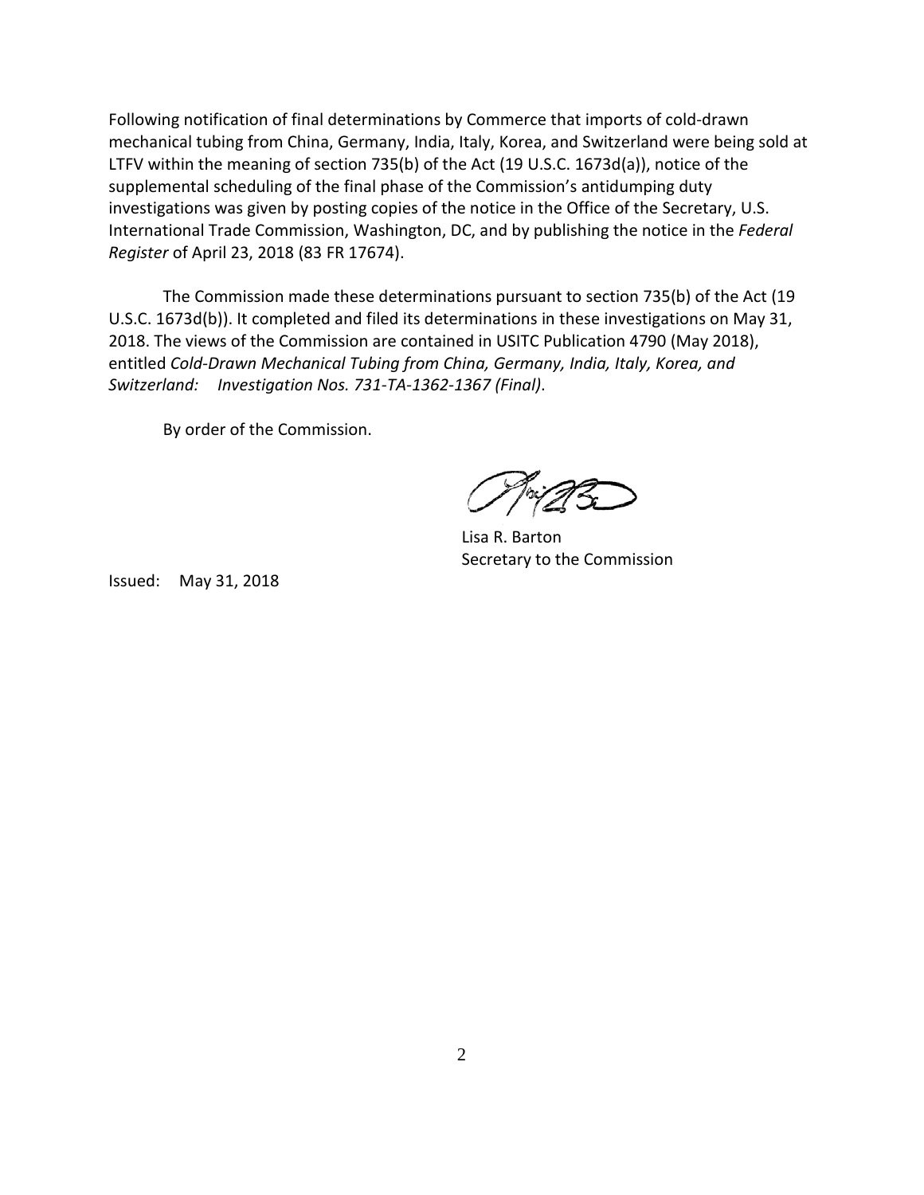Following notification of final determinations by Commerce that imports of cold-drawn mechanical tubing from China, Germany, India, Italy, Korea, and Switzerland were being sold at LTFV within the meaning of section 735(b) of the Act (19 U.S.C. 1673d(a)), notice of the supplemental scheduling of the final phase of the Commission's antidumping duty investigations was given by posting copies of the notice in the Office of the Secretary, U.S. International Trade Commission, Washington, DC, and by publishing the notice in the *Federal Register* of April 23, 2018 (83 FR 17674).

The Commission made these determinations pursuant to section 735(b) of the Act (19 U.S.C. 1673d(b)). It completed and filed its determinations in these investigations on May 31, 2018. The views of the Commission are contained in USITC Publication 4790 (May 2018), entitled *Cold-Drawn Mechanical Tubing from China, Germany, India, Italy, Korea, and Switzerland: Investigation Nos. 731-TA-1362-1367 (Final)*.

By order of the Commission.

Lisa R. Barton
Secretary to the Commission

Issued: May 31, 2018